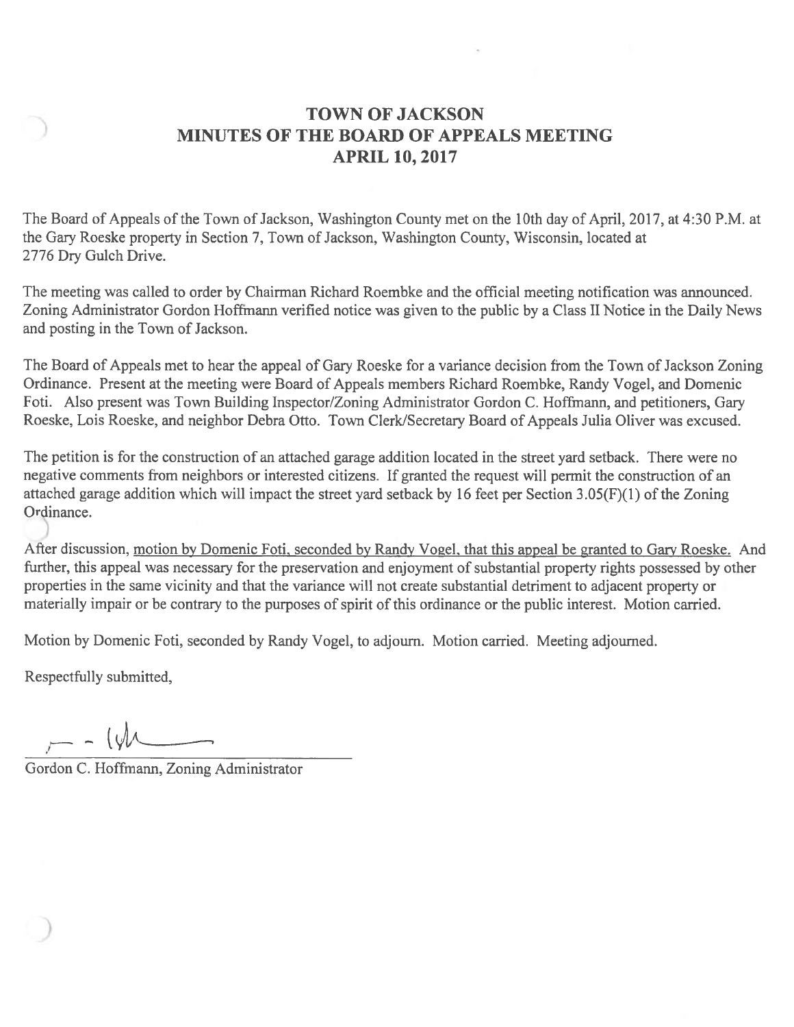# TOWN OF JACKSON
## MINUTES OF THE BOARD OF APPEALS MEETING
## APRIL 10, 2017

The Board of Appeals of the Town of Jackson, Washington County met on the 10th day of April, 2017, at 4:30 P.M. at the Gary Roeske property in Section 7, Town of Jackson, Washington County, Wisconsin, located at 2776 Dry Gulch Drive.

The meeting was called to order by Chairman Richard Roembke and the official meeting notification was announced. Zoning Administrator Gordon Hoffmann verified notice was given to the public by a Class II Notice in the Daily News and posting in the Town of Jackson.

The Board of Appeals met to hear the appeal of Gary Roeske for a variance decision from the Town of Jackson Zoning Ordinance. Present at the meeting were Board of Appeals members Richard Roembke, Randy Vogel, and Domenic Foti. Also present was Town Building Inspector/Zoning Administrator Gordon C. Hoffmann, and petitioners, Gary Roeske, Lois Roeske, and neighbor Debra Otto. Town Clerk/Secretary Board of Appeals Julia Oliver was excused.

The petition is for the construction of an attached garage addition located in the street yard setback. There were no negative comments from neighbors or interested citizens. If granted the request will permit the construction of an attached garage addition which will impact the street yard setback by 16 feet per Section 3.05(F)(1) of the Zoning Ordinance.

After discussion, motion by Domenic Foti, seconded by Randy Vogel, that this appeal be granted to Gary Roeske. And further, this appeal was necessary for the preservation and enjoyment of substantial property rights possessed by other properties in the same vicinity and that the variance will not create substantial detriment to adjacent property or materially impair or be contrary to the purposes of spirit of this ordinance or the public interest. Motion carried.

Motion by Domenic Foti, seconded by Randy Vogel, to adjourn. Motion carried. Meeting adjourned.

Respectfully submitted,

Gordon C. Hoffmann, Zoning Administrator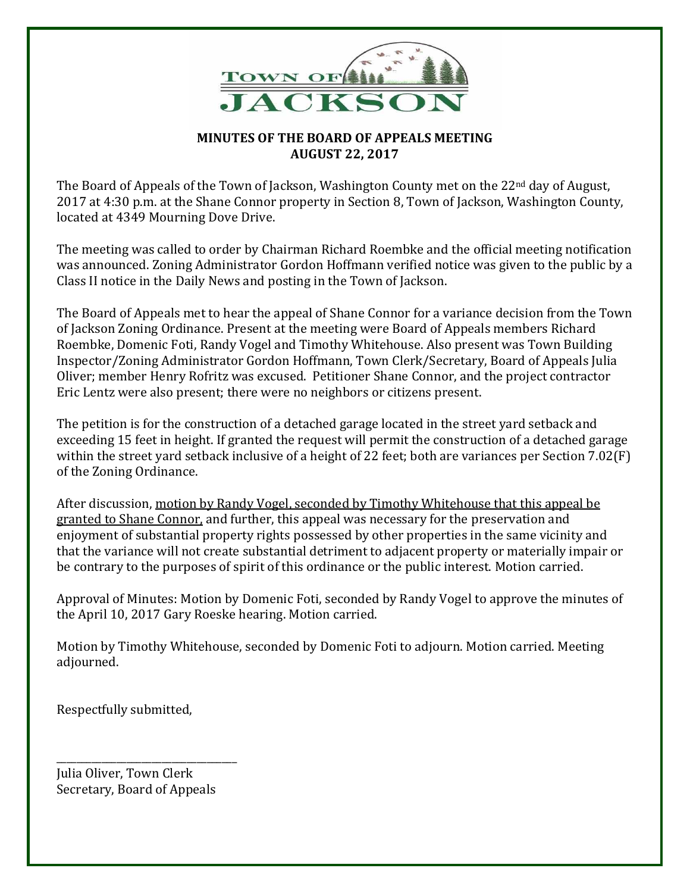**MINUTES OF THE BOARD OF APPEALS MEETING**
**AUGUST 22, 2017**

The Board of Appeals of the Town of Jackson, Washington County met on the 22nd day of August, 2017 at 4:30 p.m. at the Shane Connor property in Section 8, Town of Jackson, Washington County, located at 4349 Mourning Dove Drive.

The meeting was called to order by Chairman Richard Roembke and the official meeting notification was announced. Zoning Administrator Gordon Hoffmann verified notice was given to the public by a Class II notice in the Daily News and posting in the Town of Jackson.

The Board of Appeals met to hear the appeal of Shane Connor for a variance decision from the Town of Jackson Zoning Ordinance. Present at the meeting were Board of Appeals members Richard Roembke, Domenic Foti, Randy Vogel and Timothy Whitehouse. Also present was Town Building Inspector/Zoning Administrator Gordon Hoffmann, Town Clerk/Secretary, Board of Appeals Julia Oliver; member Henry Rofritz was excused. Petitioner Shane Connor, and the project contractor Eric Lentz were also present; there were no neighbors or citizens present.

The petition is for the construction of a detached garage located in the street yard setback and exceeding 15 feet in height. If granted the request will permit the construction of a detached garage within the street yard setback inclusive of a height of 22 feet; both are variances per Section 7.02(F) of the Zoning Ordinance.

After discussion, motion by Randy Vogel, seconded by Timothy Whitehouse that this appeal be granted to Shane Connor, and further, this appeal was necessary for the preservation and enjoyment of substantial property rights possessed by other properties in the same vicinity and that the variance will not create substantial detriment to adjacent property or materially impair or be contrary to the purposes of spirit of this ordinance or the public interest. Motion carried.

Approval of Minutes: Motion by Domenic Foti, seconded by Randy Vogel to approve the minutes of the April 10, 2017 Gary Roeske hearing. Motion carried.

Motion by Timothy Whitehouse, seconded by Domenic Foti to adjourn. Motion carried. Meeting adjourned.

Respectfully submitted,

\_\_\_\_\_\_\_\_\_\_\_\_\_\_\_\_\_\_\_\_\_\_\_\_\_\_\_\_\_\_\_\_\_\_

Julia Oliver, Town Clerk
Secretary, Board of Appeals